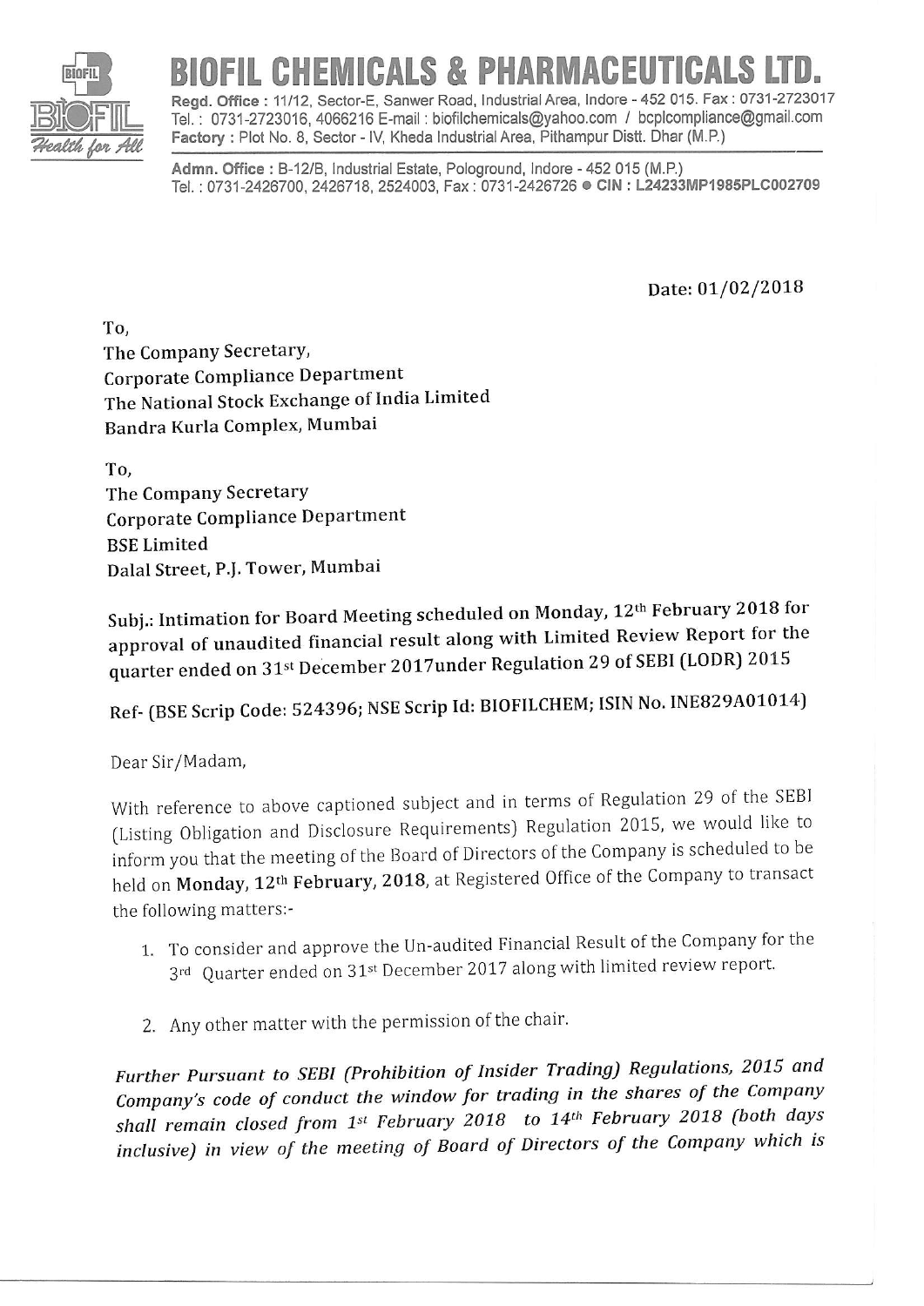# BIOFIL CHEMICALS & PHARMACEUTICALS LTD.

**Regd. Office :** 11/12, Sector-E, Sanwer Road, Industrial Area, Indore - 452 015. Fax : 0731-2723017
Tel. : 0731-2723016, 4066216 E-mail : biofilchemicals@yahoo.com / bcplcompliance@gmail.com
**Factory :** Plot No. 8, Sector - IV, Kheda Industrial Area, Pithampur Distt. Dhar (M.P.)

**Admn. Office :** B-12/B, Industrial Estate, Pologround, Indore - 452 015 (M.P.)
Tel. : 0731-2426700, 2426718, 2524003, Fax : 0731-2426726 ● **CIN : L24233MP1985PLC002709**

Date: 01/02/2018

To,
The Company Secretary,
Corporate Compliance Department
The National Stock Exchange of India Limited
Bandra Kurla Complex, Mumbai

To,
The Company Secretary
Corporate Compliance Department
BSE Limited
Dalal Street, P.J. Tower, Mumbai

Subj.: Intimation for Board Meeting scheduled on Monday, 12th February 2018 for approval of unaudited financial result along with Limited Review Report for the quarter ended on 31st December 2017under Regulation 29 of SEBI (LODR) 2015

Ref- (BSE Scrip Code: 524396; NSE Scrip Id: BIOFILCHEM; ISIN No. INE829A01014)

Dear Sir/Madam,

With reference to above captioned subject and in terms of Regulation 29 of the SEBI (Listing Obligation and Disclosure Requirements) Regulation 2015, we would like to inform you that the meeting of the Board of Directors of the Company is scheduled to be held on **Monday, 12th February, 2018**, at Registered Office of the Company to transact the following matters:-

1. To consider and approve the Un-audited Financial Result of the Company for the 3rd Quarter ended on 31st December 2017 along with limited review report.
2. Any other matter with the permission of the chair.

*Further Pursuant to SEBI (Prohibition of Insider Trading) Regulations, 2015 and Company's code of conduct the window for trading in the shares of the Company shall remain closed from 1st February 2018 to 14th February 2018 (both days inclusive) in view of the meeting of Board of Directors of the Company which is*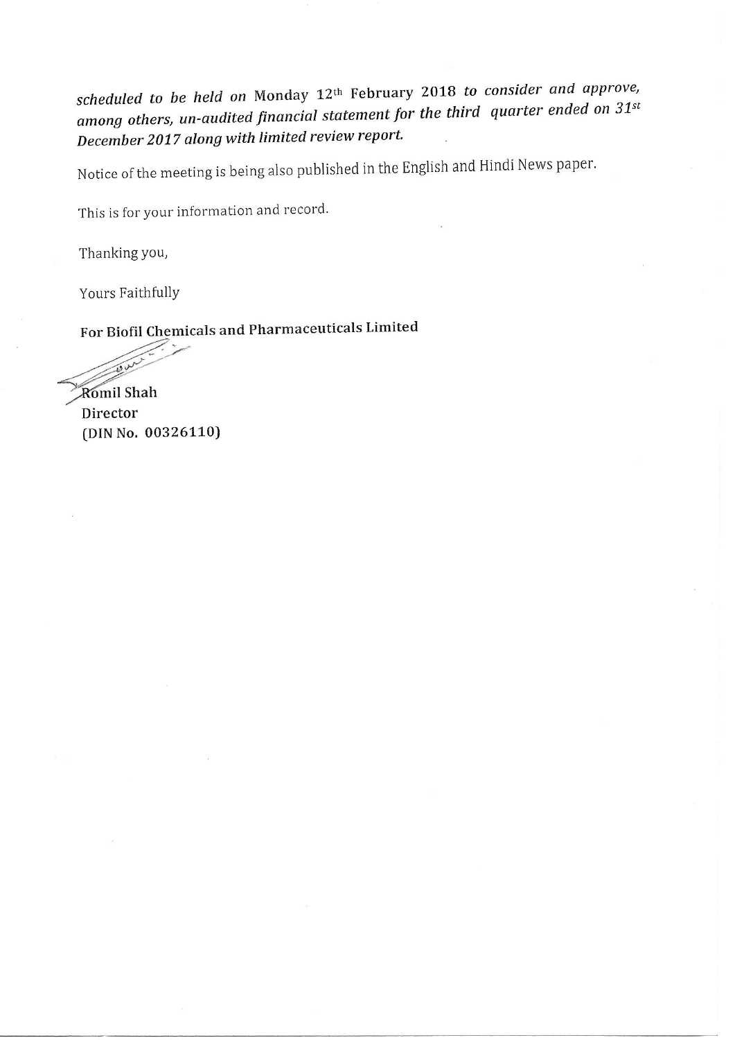*scheduled to be held on* Monday 12th February 2018 *to consider and approve, among others, un-audited financial statement for the third quarter ended on 31st December 2017 along with limited review report.*

Notice of the meeting is being also published in the English and Hindi News paper.

This is for your information and record.

Thanking you,

Yours Faithfully

**For Biofil Chemicals and Pharmaceuticals Limited**

**Romil Shah**
**Director**
**(DIN No. 00326110)**